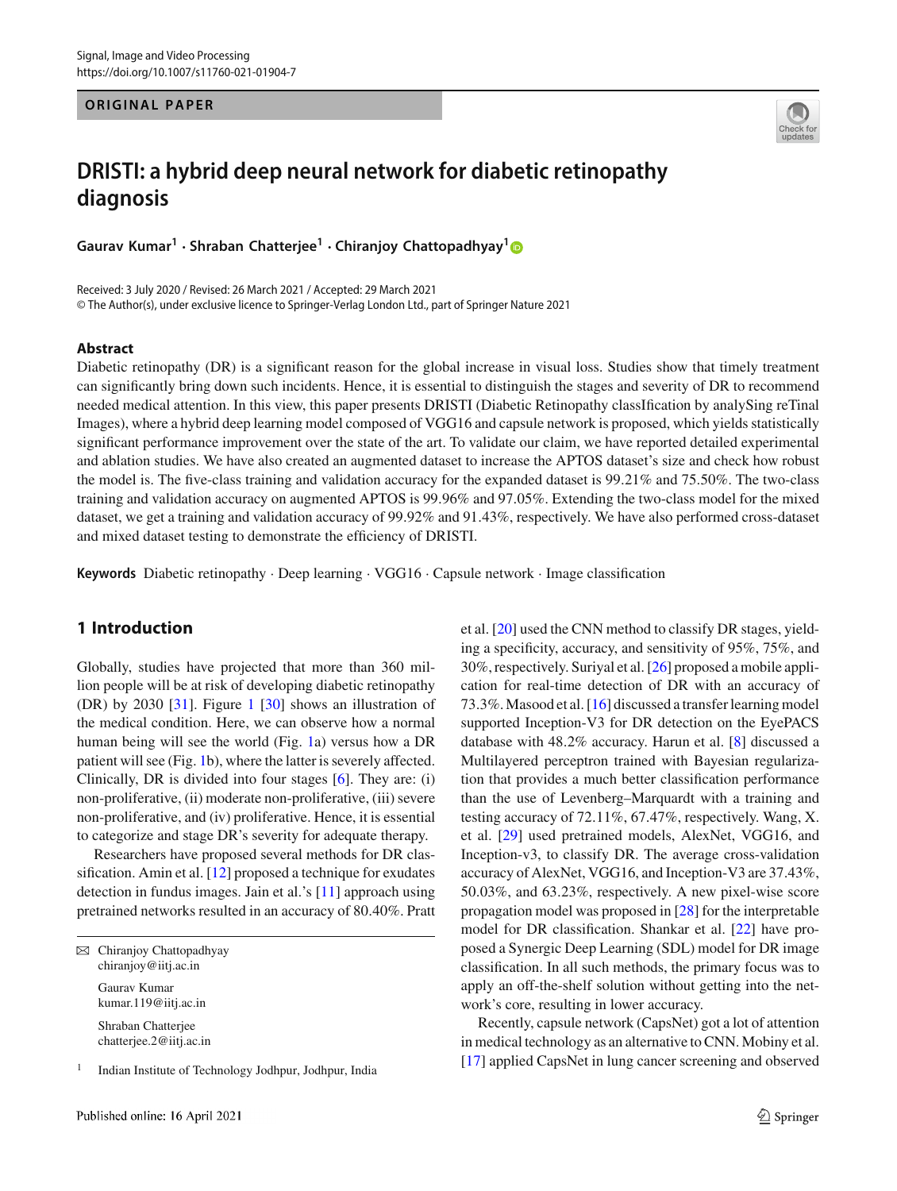Signal, Image and Video Processing
https://doi.org/10.1007/s11760-021-01904-7

**ORIGINAL PAPER**

# DRISTI: a hybrid deep neural network for diabetic retinopathy diagnosis

**Gaurav Kumar[1] · Shraban Chatterjee[1] · Chiranjoy Chattopadhyay[1]**

Received: 3 July 2020 / Revised: 26 March 2021 / Accepted: 29 March 2021
© The Author(s), under exclusive licence to Springer-Verlag London Ltd., part of Springer Nature 2021

## Abstract

Diabetic retinopathy (DR) is a significant reason for the global increase in visual loss. Studies show that timely treatment can significantly bring down such incidents. Hence, it is essential to distinguish the stages and severity of DR to recommend needed medical attention. In this view, this paper presents DRISTI (Diabetic Retinopathy classIfication by analySing reTinal Images), where a hybrid deep learning model composed of VGG16 and capsule network is proposed, which yields statistically significant performance improvement over the state of the art. To validate our claim, we have reported detailed experimental and ablation studies. We have also created an augmented dataset to increase the APTOS dataset's size and check how robust the model is. The five-class training and validation accuracy for the expanded dataset is 99.21% and 75.50%. The two-class training and validation accuracy on augmented APTOS is 99.96% and 97.05%. Extending the two-class model for the mixed dataset, we get a training and validation accuracy of 99.92% and 91.43%, respectively. We have also performed cross-dataset and mixed dataset testing to demonstrate the efficiency of DRISTI.

**Keywords** Diabetic retinopathy · Deep learning · VGG16 · Capsule network · Image classification

## 1 Introduction

Globally, studies have projected that more than 360 million people will be at risk of developing diabetic retinopathy (DR) by 2030 [31]. Figure 1 [30] shows an illustration of the medical condition. Here, we can observe how a normal human being will see the world (Fig. 1a) versus how a DR patient will see (Fig. 1b), where the latter is severely affected. Clinically, DR is divided into four stages [6]. They are: (i) non-proliferative, (ii) moderate non-proliferative, (iii) severe non-proliferative, and (iv) proliferative. Hence, it is essential to categorize and stage DR's severity for adequate therapy.

Researchers have proposed several methods for DR classification. Amin et al. [12] proposed a technique for exudates detection in fundus images. Jain et al.'s [11] approach using pretrained networks resulted in an accuracy of 80.40%. Pratt et al. [20] used the CNN method to classify DR stages, yielding a specificity, accuracy, and sensitivity of 95%, 75%, and 30%, respectively. Suriyal et al. [26] proposed a mobile application for real-time detection of DR with an accuracy of 73.3%. Masood et al. [16] discussed a transfer learning model supported Inception-V3 for DR detection on the EyePACS database with 48.2% accuracy. Harun et al. [8] discussed a Multilayered perceptron trained with Bayesian regularization that provides a much better classification performance than the use of Levenberg–Marquardt with a training and testing accuracy of 72.11%, 67.47%, respectively. Wang, X. et al. [29] used pretrained models, AlexNet, VGG16, and Inception-v3, to classify DR. The average cross-validation accuracy of AlexNet, VGG16, and Inception-V3 are 37.43%, 50.03%, and 63.23%, respectively. A new pixel-wise score propagation model was proposed in [28] for the interpretable model for DR classification. Shankar et al. [22] have proposed a Synergic Deep Learning (SDL) model for DR image classification. In all such methods, the primary focus was to apply an off-the-shelf solution without getting into the network's core, resulting in lower accuracy.

Recently, capsule network (CapsNet) got a lot of attention in medical technology as an alternative to CNN. Mobiny et al. [17] applied CapsNet in lung cancer screening and observed

✉ Chiranjoy Chattopadhyay
chiranjoy@iitj.ac.in

Gaurav Kumar
kumar.119@iitj.ac.in

Shraban Chatterjee
chatterjee.2@iitj.ac.in

[1] Indian Institute of Technology Jodhpur, Jodhpur, India

Published online: 16 April 2021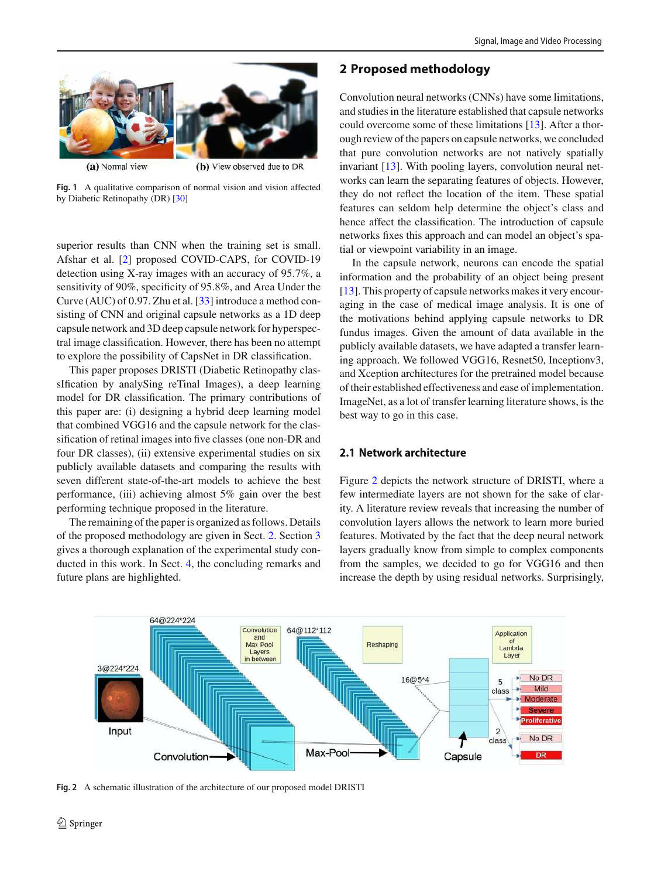Fig. 1 A qualitative comparison of normal vision and vision affected by Diabetic Retinopathy (DR) [30]

superior results than CNN when the training set is small. Afshar et al. [2] proposed COVID-CAPS, for COVID-19 detection using X-ray images with an accuracy of 95.7%, a sensitivity of 90%, specificity of 95.8%, and Area Under the Curve (AUC) of 0.97. Zhu et al. [33] introduce a method consisting of CNN and original capsule networks as a 1D deep capsule network and 3D deep capsule network for hyperspectral image classification. However, there has been no attempt to explore the possibility of CapsNet in DR classification.

This paper proposes DRISTI (Diabetic Retinopathy classIfication by analySing reTinal Images), a deep learning model for DR classification. The primary contributions of this paper are: (i) designing a hybrid deep learning model that combined VGG16 and the capsule network for the classification of retinal images into five classes (one non-DR and four DR classes), (ii) extensive experimental studies on six publicly available datasets and comparing the results with seven different state-of-the-art models to achieve the best performance, (iii) achieving almost 5% gain over the best performing technique proposed in the literature.

The remaining of the paper is organized as follows. Details of the proposed methodology are given in Sect. 2. Section 3 gives a thorough explanation of the experimental study conducted in this work. In Sect. 4, the concluding remarks and future plans are highlighted.

## 2 Proposed methodology

Convolution neural networks (CNNs) have some limitations, and studies in the literature established that capsule networks could overcome some of these limitations [13]. After a thorough review of the papers on capsule networks, we concluded that pure convolution networks are not natively spatially invariant [13]. With pooling layers, convolution neural networks can learn the separating features of objects. However, they do not reflect the location of the item. These spatial features can seldom help determine the object's class and hence affect the classification. The introduction of capsule networks fixes this approach and can model an object's spatial or viewpoint variability in an image.

In the capsule network, neurons can encode the spatial information and the probability of an object being present [13]. This property of capsule networks makes it very encouraging in the case of medical image analysis. It is one of the motivations behind applying capsule networks to DR fundus images. Given the amount of data available in the publicly available datasets, we have adapted a transfer learning approach. We followed VGG16, Resnet50, Inceptionv3, and Xception architectures for the pretrained model because of their established effectiveness and ease of implementation. ImageNet, as a lot of transfer learning literature shows, is the best way to go in this case.

### 2.1 Network architecture

Figure 2 depicts the network structure of DRISTI, where a few intermediate layers are not shown for the sake of clarity. A literature review reveals that increasing the number of convolution layers allows the network to learn more buried features. Motivated by the fact that the deep neural network layers gradually know from simple to complex components from the samples, we decided to go for VGG16 and then increase the depth by using residual networks. Surprisingly,

Fig. 2 A schematic illustration of the architecture of our proposed model DRISTI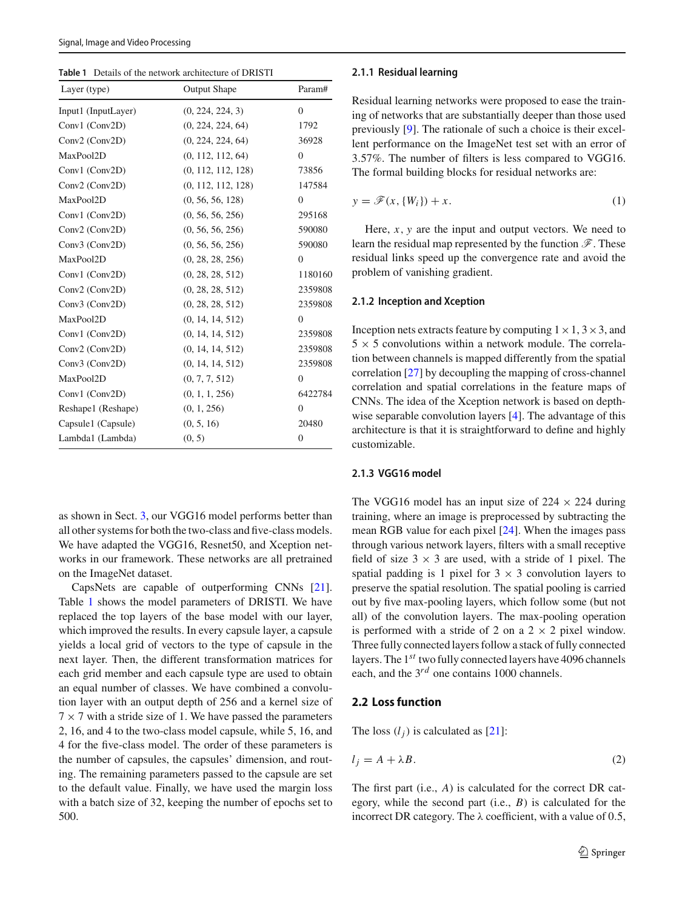**Table 1** Details of the network architecture of DRISTI

| Layer (type) | Output Shape | Param# |
|---|---|---|
| Input1 (InputLayer) | (0, 224, 224, 3) | 0 |
| Conv1 (Conv2D) | (0, 224, 224, 64) | 1792 |
| Conv2 (Conv2D) | (0, 224, 224, 64) | 36928 |
| MaxPool2D | (0, 112, 112, 64) | 0 |
| Conv1 (Conv2D) | (0, 112, 112, 128) | 73856 |
| Conv2 (Conv2D) | (0, 112, 112, 128) | 147584 |
| MaxPool2D | (0, 56, 56, 128) | 0 |
| Conv1 (Conv2D) | (0, 56, 56, 256) | 295168 |
| Conv2 (Conv2D) | (0, 56, 56, 256) | 590080 |
| Conv3 (Conv2D) | (0, 56, 56, 256) | 590080 |
| MaxPool2D | (0, 28, 28, 256) | 0 |
| Conv1 (Conv2D) | (0, 28, 28, 512) | 1180160 |
| Conv2 (Conv2D) | (0, 28, 28, 512) | 2359808 |
| Conv3 (Conv2D) | (0, 28, 28, 512) | 2359808 |
| MaxPool2D | (0, 14, 14, 512) | 0 |
| Conv1 (Conv2D) | (0, 14, 14, 512) | 2359808 |
| Conv2 (Conv2D) | (0, 14, 14, 512) | 2359808 |
| Conv3 (Conv2D) | (0, 14, 14, 512) | 2359808 |
| MaxPool2D | (0, 7, 7, 512) | 0 |
| Conv1 (Conv2D) | (0, 1, 1, 256) | 6422784 |
| Reshape1 (Reshape) | (0, 1, 256) | 0 |
| Capsule1 (Capsule) | (0, 5, 16) | 20480 |
| Lambda1 (Lambda) | (0, 5) | 0 |

as shown in Sect. 3, our VGG16 model performs better than all other systems for both the two-class and five-class models. We have adapted the VGG16, Resnet50, and Xception networks in our framework. These networks are all pretrained on the ImageNet dataset.

CapsNets are capable of outperforming CNNs [21]. Table 1 shows the model parameters of DRISTI. We have replaced the top layers of the base model with our layer, which improved the results. In every capsule layer, a capsule yields a local grid of vectors to the type of capsule in the next layer. Then, the different transformation matrices for each grid member and each capsule type are used to obtain an equal number of classes. We have combined a convolution layer with an output depth of 256 and a kernel size of $7 \times 7$ with a stride size of 1. We have passed the parameters 2, 16, and 4 to the two-class model capsule, while 5, 16, and 4 for the five-class model. The order of these parameters is the number of capsules, the capsules' dimension, and routing. The remaining parameters passed to the capsule are set to the default value. Finally, we have used the margin loss with a batch size of 32, keeping the number of epochs set to 500.

#### 2.1.1 Residual learning

Residual learning networks were proposed to ease the training of networks that are substantially deeper than those used previously [9]. The rationale of such a choice is their excellent performance on the ImageNet test set with an error of 3.57%. The number of filters is less compared to VGG16. The formal building blocks for residual networks are:

$$y = \mathscr{F}(x, \{W_i\}) + x. \tag{1}$$

Here, $x$, $y$ are the input and output vectors. We need to learn the residual map represented by the function $\mathscr{F}$. These residual links speed up the convergence rate and avoid the problem of vanishing gradient.

#### 2.1.2 Inception and Xception

Inception nets extracts feature by computing $1 \times 1$, $3 \times 3$, and $5 \times 5$ convolutions within a network module. The correlation between channels is mapped differently from the spatial correlation [27] by decoupling the mapping of cross-channel correlation and spatial correlations in the feature maps of CNNs. The idea of the Xception network is based on depthwise separable convolution layers [4]. The advantage of this architecture is that it is straightforward to define and highly customizable.

#### 2.1.3 VGG16 model

The VGG16 model has an input size of $224 \times 224$ during training, where an image is preprocessed by subtracting the mean RGB value for each pixel [24]. When the images pass through various network layers, filters with a small receptive field of size $3 \times 3$ are used, with a stride of 1 pixel. The spatial padding is 1 pixel for $3 \times 3$ convolution layers to preserve the spatial resolution. The spatial pooling is carried out by five max-pooling layers, which follow some (but not all) of the convolution layers. The max-pooling operation is performed with a stride of 2 on a $2 \times 2$ pixel window. Three fully connected layers follow a stack of fully connected layers. The $1^{st}$ two fully connected layers have 4096 channels each, and the $3^{rd}$ one contains 1000 channels.

### 2.2 Loss function

The loss ($l_j$) is calculated as [21]:

$$l_j = A + \lambda B. \tag{2}$$

The first part (i.e., $A$) is calculated for the correct DR category, while the second part (i.e., $B$) is calculated for the incorrect DR category. The $\lambda$ coefficient, with a value of 0.5,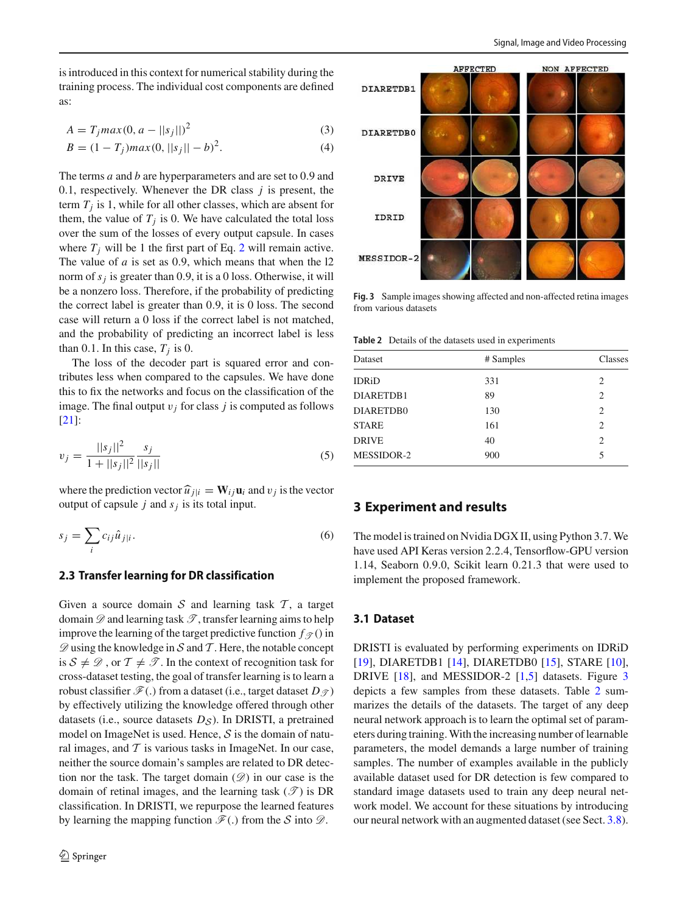is introduced in this context for numerical stability during the training process. The individual cost components are defined as:

$$A = T_j max(0, a - ||s_j||)^2 \tag{3}$$

$$B = (1 - T_j)max(0, ||s_j|| - b)^2. \tag{4}$$

The terms $a$ and $b$ are hyperparameters and are set to 0.9 and 0.1, respectively. Whenever the DR class $j$ is present, the term $T_j$ is 1, while for all other classes, which are absent for them, the value of $T_j$ is 0. We have calculated the total loss over the sum of the losses of every output capsule. In cases where $T_j$ will be 1 the first part of Eq. 2 will remain active. The value of $a$ is set as 0.9, which means that when the l2 norm of $s_j$ is greater than 0.9, it is a 0 loss. Otherwise, it will be a nonzero loss. Therefore, if the probability of predicting the correct label is greater than 0.9, it is 0 loss. The second case will return a 0 loss if the correct label is not matched, and the probability of predicting an incorrect label is less than 0.1. In this case, $T_j$ is 0.

The loss of the decoder part is squared error and contributes less when compared to the capsules. We have done this to fix the networks and focus on the classification of the image. The final output $v_j$ for class $j$ is computed as follows [21]:

$$v_j = \frac{||s_j||^2}{1 + ||s_j||^2} \frac{s_j}{||s_j||} \tag{5}$$

where the prediction vector $\widehat{u}_{j|i} = \mathbf{W}_{ij}\mathbf{u}_i$ and $v_j$ is the vector output of capsule $j$ and $s_j$ is its total input.

$$s_j = \sum_i c_{ij} \hat{u}_{j|i}. \tag{6}$$

### 2.3 Transfer learning for DR classification

Given a source domain $\mathcal{S}$ and learning task $\mathcal{T}$, a target domain $\mathscr{D}$ and learning task $\mathscr{T}$, transfer learning aims to help improve the learning of the target predictive function $f_{\mathscr{T}}()$ in $\mathscr{D}$ using the knowledge in $\mathcal{S}$ and $\mathcal{T}$. Here, the notable concept is $\mathcal{S} \neq \mathscr{D}$, or $\mathcal{T} \neq \mathscr{T}$. In the context of recognition task for cross-dataset testing, the goal of transfer learning is to learn a robust classifier $\mathscr{F}(.)$ from a dataset (i.e., target dataset $D_{\mathscr{T}}$) by effectively utilizing the knowledge offered through other datasets (i.e., source datasets $D_{\mathcal{S}}$). In DRISTI, a pretrained model on ImageNet is used. Hence, $\mathcal{S}$ is the domain of natural images, and $\mathcal{T}$ is various tasks in ImageNet. In our case, neither the source domain's samples are related to DR detection nor the task. The target domain ($\mathscr{D}$) in our case is the domain of retinal images, and the learning task ($\mathscr{T}$) is DR classification. In DRISTI, we repurpose the learned features by learning the mapping function $\mathscr{F}(.)$ from the $\mathcal{S}$ into $\mathscr{D}$.

Fig. 3 Sample images showing affected and non-affected retina images from various datasets

Table 2 Details of the datasets used in experiments

| Dataset | # Samples | Classes |
|---|---|---|
| IDRiD | 331 | 2 |
| DIARETDB1 | 89 | 2 |
| DIARETDB0 | 130 | 2 |
| STARE | 161 | 2 |
| DRIVE | 40 | 2 |
| MESSIDOR-2 | 900 | 5 |

## 3 Experiment and results

The model is trained on Nvidia DGX II, using Python 3.7. We have used API Keras version 2.2.4, Tensorflow-GPU version 1.14, Seaborn 0.9.0, Scikit learn 0.21.3 that were used to implement the proposed framework.

### 3.1 Dataset

DRISTI is evaluated by performing experiments on IDRiD [19], DIARETDB1 [14], DIARETDB0 [15], STARE [10], DRIVE [18], and MESSIDOR-2 [1,5] datasets. Figure 3 depicts a few samples from these datasets. Table 2 summarizes the details of the datasets. The target of any deep neural network approach is to learn the optimal set of parameters during training. With the increasing number of learnable parameters, the model demands a large number of training samples. The number of examples available in the publicly available dataset used for DR detection is few compared to standard image datasets used to train any deep neural network model. We account for these situations by introducing our neural network with an augmented dataset (see Sect. 3.8).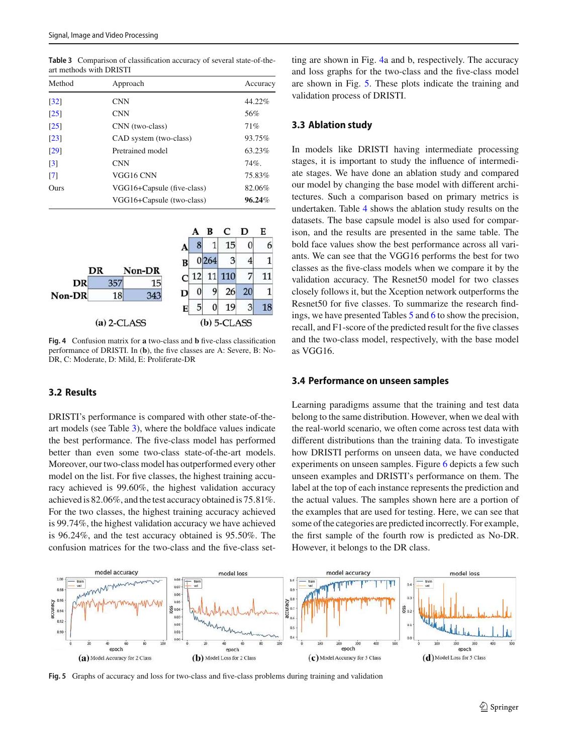**Table 3** Comparison of classification accuracy of several state-of-the-art methods with DRISTI

| Method | Approach | Accuracy |
|---|---|---|
| [32] | CNN | 44.22% |
| [25] | CNN | 56% |
| [25] | CNN (two-class) | 71% |
| [23] | CAD system (two-class) | 93.75% |
| [29] | Pretrained model | 63.23% |
| [3] | CNN | 74%. |
| [7] | VGG16 CNN | 75.83% |
| Ours | VGG16+Capsule (five-class) | 82.06% |
| | VGG16+Capsule (two-class) | **96.24**% |

| | DR | Non-DR |
|---|---|---|
| DR | 357 | 15 |
| Non-DR | 18 | 343 |

(a) 2-CLASS

| | A | B | C | D | E |
|---|---|---|---|---|---|
| A | 8 | 1 | 15 | 0 | 6 |
| B | 0 | 264 | 3 | 4 | 1 |
| C | 12 | 11 | 110 | 7 | 11 |
| D | 0 | 9 | 26 | 20 | 1 |
| E | 5 | 0 | 19 | 3 | 18 |

(b) 5-CLASS

**Fig. 4** Confusion matrix for **a** two-class and **b** five-class classification performance of DRISTI. In (**b**), the five classes are A: Severe, B: No-DR, C: Moderate, D: Mild, E: Proliferate-DR

### 3.2 Results

DRISTI's performance is compared with other state-of-the-art models (see Table 3), where the boldface values indicate the best performance. The five-class model has performed better than even some two-class state-of-the-art models. Moreover, our two-class model has outperformed every other model on the list. For five classes, the highest training accuracy achieved is 99.60%, the highest validation accuracy achieved is 82.06%, and the test accuracy obtained is 75.81%. For the two classes, the highest training accuracy achieved is 99.74%, the highest validation accuracy we have achieved is 96.24%, and the test accuracy obtained is 95.50%. The confusion matrices for the two-class and the five-class setting are shown in Fig. 4a and b, respectively. The accuracy and loss graphs for the two-class and the five-class model are shown in Fig. 5. These plots indicate the training and validation process of DRISTI.

### 3.3 Ablation study

In models like DRISTI having intermediate processing stages, it is important to study the influence of intermediate stages. We have done an ablation study and compared our model by changing the base model with different architectures. Such a comparison based on primary metrics is undertaken. Table 4 shows the ablation study results on the datasets. The base capsule model is also used for comparison, and the results are presented in the same table. The bold face values show the best performance across all variants. We can see that the VGG16 performs the best for two classes as the five-class models when we compare it by the validation accuracy. The Resnet50 model for two classes closely follows it, but the Xception network outperforms the Resnet50 for five classes. To summarize the research findings, we have presented Tables 5 and 6 to show the precision, recall, and F1-score of the predicted result for the five classes and the two-class model, respectively, with the base model as VGG16.

### 3.4 Performance on unseen samples

Learning paradigms assume that the training and test data belong to the same distribution. However, when we deal with the real-world scenario, we often come across test data with different distributions than the training data. To investigate how DRISTI performs on unseen data, we have conducted experiments on unseen samples. Figure 6 depicts a few such unseen examples and DRISTI's performance on them. The label at the top of each instance represents the prediction and the actual values. The samples shown here are a portion of the examples that are used for testing. Here, we can see that some of the categories are predicted incorrectly. For example, the first sample of the fourth row is predicted as No-DR. However, it belongs to the DR class.

(**a**) Model Accuracy for 2 Class (**b**) Model Loss for 2 Class (**c**) Model Accuracy for 5 Class (**d**) Model Loss for 5 Class

**Fig. 5** Graphs of accuracy and loss for two-class and five-class problems during training and validation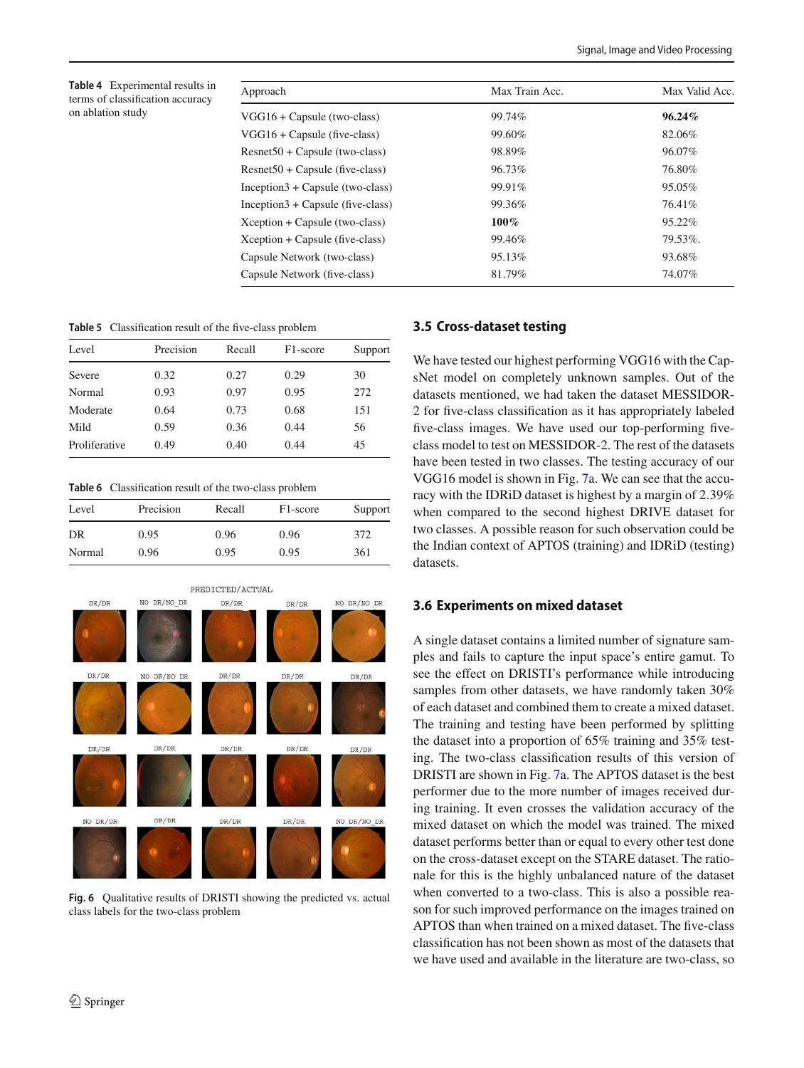**Table 4** Experimental results in terms of classification accuracy on ablation study

| Approach | Max Train Acc. | Max Valid Acc. |
|---|---|---|
| VGG16 + Capsule (two-class) | 99.74% | **96.24%** |
| VGG16 + Capsule (five-class) | 99.60% | 82.06% |
| Resnet50 + Capsule (two-class) | 98.89% | 96.07% |
| Resnet50 + Capsule (five-class) | 96.73% | 76.80% |
| Inception3 + Capsule (two-class) | 99.91% | 95.05% |
| Inception3 + Capsule (five-class) | 99.36% | 76.41% |
| Xception + Capsule (two-class) | **100%** | 95.22% |
| Xception + Capsule (five-class) | 99.46% | 79.53%. |
| Capsule Network (two-class) | 95.13% | 93.68% |
| Capsule Network (five-class) | 81.79% | 74.07% |

**Table 5** Classification result of the five-class problem

| Level | Precision | Recall | F1-score | Support |
|---|---|---|---|---|
| Severe | 0.32 | 0.27 | 0.29 | 30 |
| Normal | 0.93 | 0.97 | 0.95 | 272 |
| Moderate | 0.64 | 0.73 | 0.68 | 151 |
| Mild | 0.59 | 0.36 | 0.44 | 56 |
| Proliferative | 0.49 | 0.40 | 0.44 | 45 |

**Table 6** Classification result of the two-class problem

| Level | Precision | Recall | F1-score | Support |
|---|---|---|---|---|
| DR | 0.95 | 0.96 | 0.96 | 372 |
| Normal | 0.96 | 0.95 | 0.95 | 361 |

**Fig. 6** Qualitative results of DRISTI showing the predicted vs. actual class labels for the two-class problem

### 3.5 Cross-dataset testing

We have tested our highest performing VGG16 with the CapsNet model on completely unknown samples. Out of the datasets mentioned, we had taken the dataset MESSIDOR-2 for five-class classification as it has appropriately labeled five-class images. We have used our top-performing five-class model to test on MESSIDOR-2. The rest of the datasets have been tested in two classes. The testing accuracy of our VGG16 model is shown in Fig. 7a. We can see that the accuracy with the IDRiD dataset is highest by a margin of 2.39% when compared to the second highest DRIVE dataset for two classes. A possible reason for such observation could be the Indian context of APTOS (training) and IDRiD (testing) datasets.

### 3.6 Experiments on mixed dataset

A single dataset contains a limited number of signature samples and fails to capture the input space's entire gamut. To see the effect on DRISTI's performance while introducing samples from other datasets, we have randomly taken 30% of each dataset and combined them to create a mixed dataset. The training and testing have been performed by splitting the dataset into a proportion of 65% training and 35% testing. The two-class classification results of this version of DRISTI are shown in Fig. 7a. The APTOS dataset is the best performer due to the more number of images received during training. It even crosses the validation accuracy of the mixed dataset on which the model was trained. The mixed dataset performs better than or equal to every other test done on the cross-dataset except on the STARE dataset. The rationale for this is the highly unbalanced nature of the dataset when converted to a two-class. This is also a possible reason for such improved performance on the images trained on APTOS than when trained on a mixed dataset. The five-class classification has not been shown as most of the datasets that we have used and available in the literature are two-class, so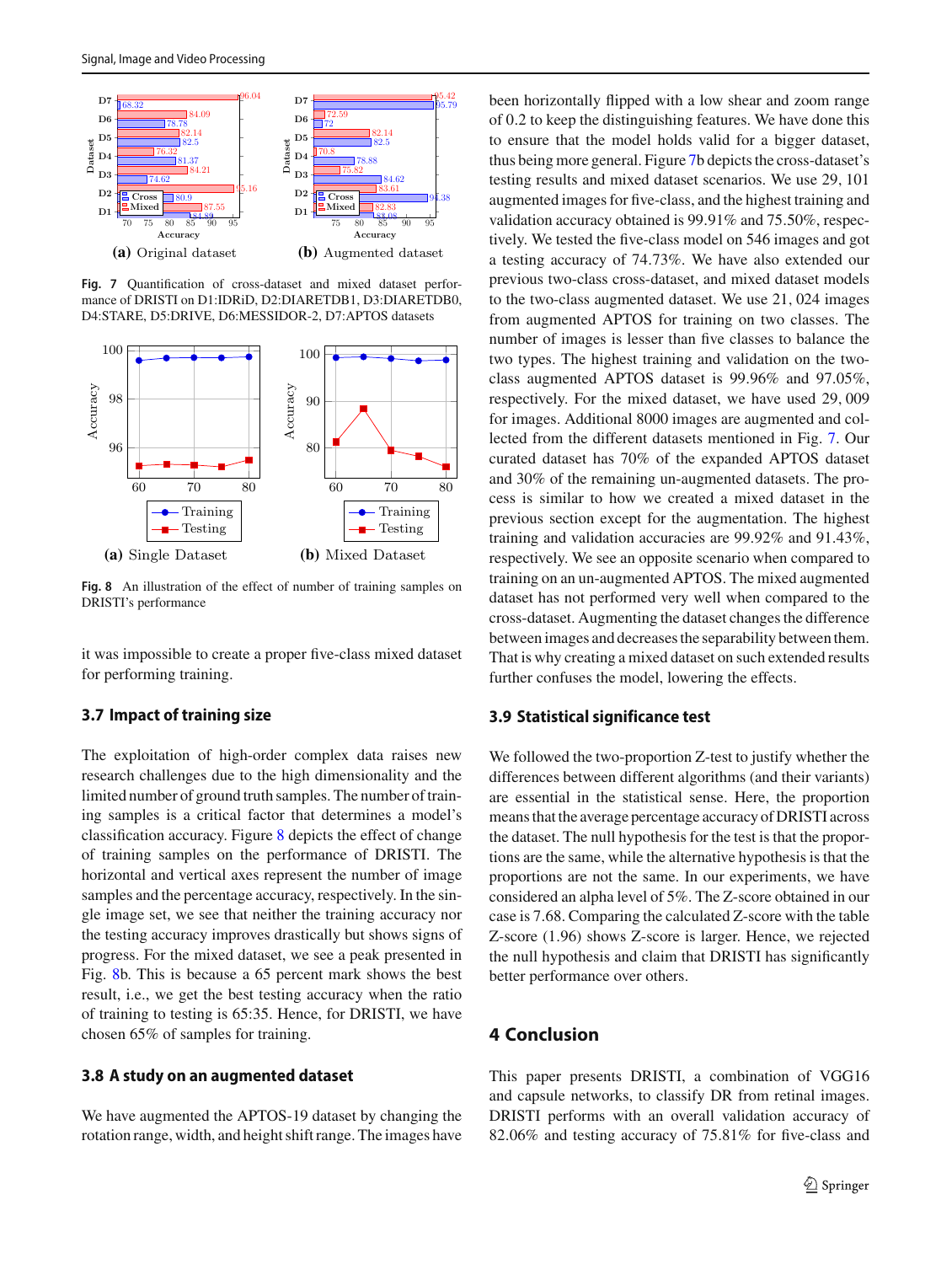Fig. 7 Quantification of cross-dataset and mixed dataset performance of DRISTI on D1:IDRiD, D2:DIARETDB1, D3:DIARETDB0, D4:STARE, D5:DRIVE, D6:MESSIDOR-2, D7:APTOS datasets

Fig. 8 An illustration of the effect of number of training samples on DRISTI's performance

it was impossible to create a proper five-class mixed dataset for performing training.

### 3.7 Impact of training size

The exploitation of high-order complex data raises new research challenges due to the high dimensionality and the limited number of ground truth samples. The number of training samples is a critical factor that determines a model's classification accuracy. Figure 8 depicts the effect of change of training samples on the performance of DRISTI. The horizontal and vertical axes represent the number of image samples and the percentage accuracy, respectively. In the single image set, we see that neither the training accuracy nor the testing accuracy improves drastically but shows signs of progress. For the mixed dataset, we see a peak presented in Fig. 8b. This is because a 65 percent mark shows the best result, i.e., we get the best testing accuracy when the ratio of training to testing is 65:35. Hence, for DRISTI, we have chosen 65% of samples for training.

### 3.8 A study on an augmented dataset

We have augmented the APTOS-19 dataset by changing the rotation range, width, and height shift range. The images have been horizontally flipped with a low shear and zoom range of 0.2 to keep the distinguishing features. We have done this to ensure that the model holds valid for a bigger dataset, thus being more general. Figure 7b depicts the cross-dataset's testing results and mixed dataset scenarios. We use 29, 101 augmented images for five-class, and the highest training and validation accuracy obtained is 99.91% and 75.50%, respectively. We tested the five-class model on 546 images and got a testing accuracy of 74.73%. We have also extended our previous two-class cross-dataset, and mixed dataset models to the two-class augmented dataset. We use 21, 024 images from augmented APTOS for training on two classes. The number of images is lesser than five classes to balance the two types. The highest training and validation on the two-class augmented APTOS dataset is 99.96% and 97.05%, respectively. For the mixed dataset, we have used 29, 009 for images. Additional 8000 images are augmented and collected from the different datasets mentioned in Fig. 7. Our curated dataset has 70% of the expanded APTOS dataset and 30% of the remaining un-augmented datasets. The process is similar to how we created a mixed dataset in the previous section except for the augmentation. The highest training and validation accuracies are 99.92% and 91.43%, respectively. We see an opposite scenario when compared to training on an un-augmented APTOS. The mixed augmented dataset has not performed very well when compared to the cross-dataset. Augmenting the dataset changes the difference between images and decreases the separability between them. That is why creating a mixed dataset on such extended results further confuses the model, lowering the effects.

### 3.9 Statistical significance test

We followed the two-proportion Z-test to justify whether the differences between different algorithms (and their variants) are essential in the statistical sense. Here, the proportion means that the average percentage accuracy of DRISTI across the dataset. The null hypothesis for the test is that the proportions are the same, while the alternative hypothesis is that the proportions are not the same. In our experiments, we have considered an alpha level of 5%. The Z-score obtained in our case is 7.68. Comparing the calculated Z-score with the table Z-score (1.96) shows Z-score is larger. Hence, we rejected the null hypothesis and claim that DRISTI has significantly better performance over others.

## 4 Conclusion

This paper presents DRISTI, a combination of VGG16 and capsule networks, to classify DR from retinal images. DRISTI performs with an overall validation accuracy of 82.06% and testing accuracy of 75.81% for five-class and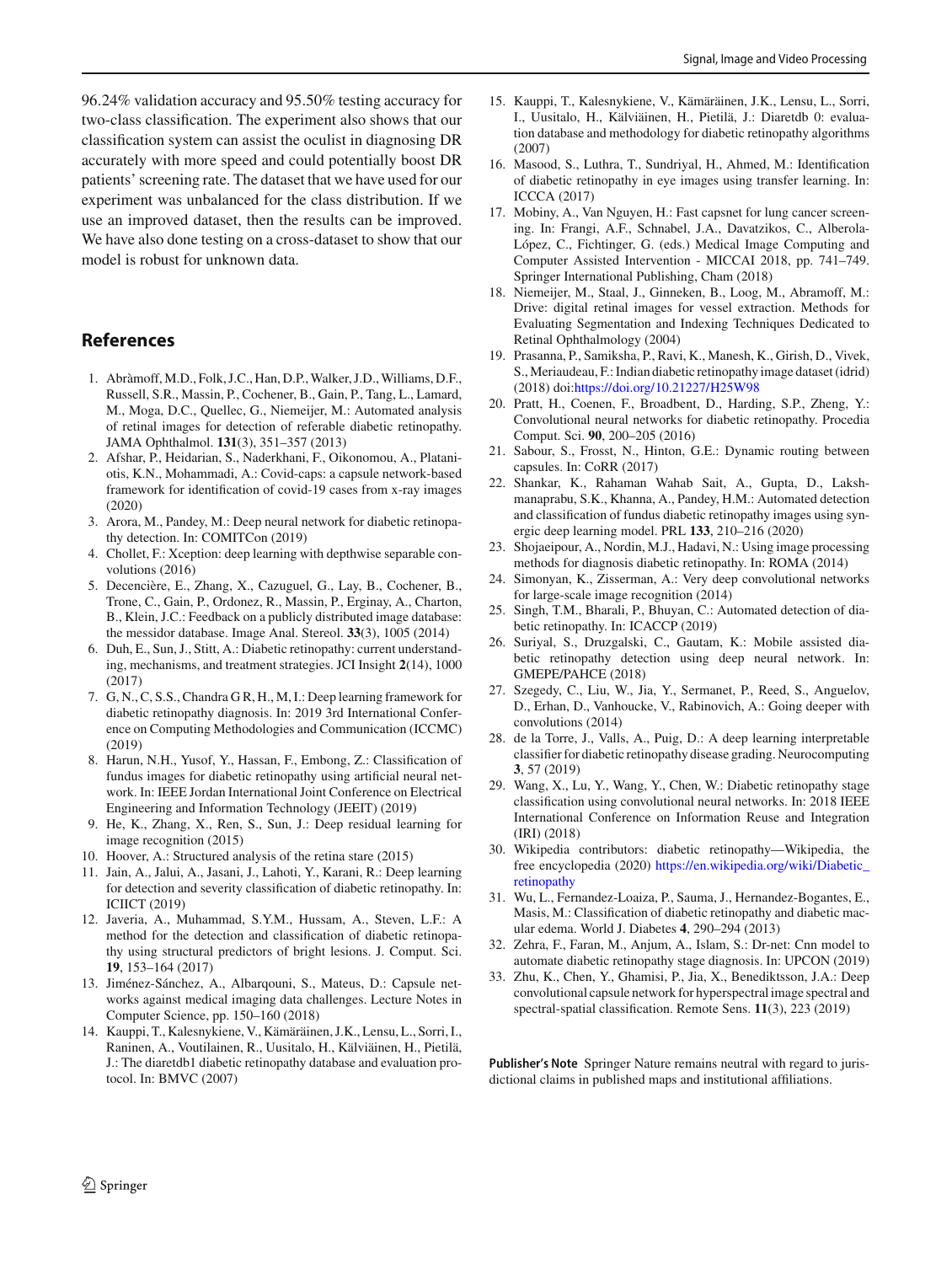96.24% validation accuracy and 95.50% testing accuracy for two-class classification. The experiment also shows that our classification system can assist the oculist in diagnosing DR accurately with more speed and could potentially boost DR patients' screening rate. The dataset that we have used for our experiment was unbalanced for the class distribution. If we use an improved dataset, then the results can be improved. We have also done testing on a cross-dataset to show that our model is robust for unknown data.

## References

1. Abràmoff, M.D., Folk, J.C., Han, D.P., Walker, J.D., Williams, D.F., Russell, S.R., Massin, P., Cochener, B., Gain, P., Tang, L., Lamard, M., Moga, D.C., Quellec, G., Niemeijer, M.: Automated analysis of retinal images for detection of referable diabetic retinopathy. JAMA Ophthalmol. **131**(3), 351–357 (2013)
2. Afshar, P., Heidarian, S., Naderkhani, F., Oikonomou, A., Plataniotis, K.N., Mohammadi, A.: Covid-caps: a capsule network-based framework for identification of covid-19 cases from x-ray images (2020)
3. Arora, M., Pandey, M.: Deep neural network for diabetic retinopathy detection. In: COMITCon (2019)
4. Chollet, F.: Xception: deep learning with depthwise separable convolutions (2016)
5. Decencière, E., Zhang, X., Cazuguel, G., Lay, B., Cochener, B., Trone, C., Gain, P., Ordonez, R., Massin, P., Erginay, A., Charton, B., Klein, J.C.: Feedback on a publicly distributed image database: the messidor database. Image Anal. Stereol. **33**(3), 1005 (2014)
6. Duh, E., Sun, J., Stitt, A.: Diabetic retinopathy: current understanding, mechanisms, and treatment strategies. JCI Insight **2**(14), 1000 (2017)
7. G, N., C, S.S., Chandra G R, H., M, I.: Deep learning framework for diabetic retinopathy diagnosis. In: 2019 3rd International Conference on Computing Methodologies and Communication (ICCMC) (2019)
8. Harun, N.H., Yusof, Y., Hassan, F., Embong, Z.: Classification of fundus images for diabetic retinopathy using artificial neural network. In: IEEE Jordan International Joint Conference on Electrical Engineering and Information Technology (JEEIT) (2019)
9. He, K., Zhang, X., Ren, S., Sun, J.: Deep residual learning for image recognition (2015)
10. Hoover, A.: Structured analysis of the retina stare (2015)
11. Jain, A., Jalui, A., Jasani, J., Lahoti, Y., Karani, R.: Deep learning for detection and severity classification of diabetic retinopathy. In: ICIICT (2019)
12. Javeria, A., Muhammad, S.Y.M., Hussam, A., Steven, L.F.: A method for the detection and classification of diabetic retinopathy using structural predictors of bright lesions. J. Comput. Sci. **19**, 153–164 (2017)
13. Jiménez-Sánchez, A., Albarqouni, S., Mateus, D.: Capsule networks against medical imaging data challenges. Lecture Notes in Computer Science, pp. 150–160 (2018)
14. Kauppi, T., Kalesnykiene, V., Kämäräinen, J.K., Lensu, L., Sorri, I., Raninen, A., Voutilainen, R., Uusitalo, H., Kälviäinen, H., Pietilä, J.: The diaretdb1 diabetic retinopathy database and evaluation protocol. In: BMVC (2007)
15. Kauppi, T., Kalesnykiene, V., Kämäräinen, J.K., Lensu, L., Sorri, I., Uusitalo, H., Kälviäinen, H., Pietilä, J.: Diaretdb 0: evaluation database and methodology for diabetic retinopathy algorithms (2007)
16. Masood, S., Luthra, T., Sundriyal, H., Ahmed, M.: Identification of diabetic retinopathy in eye images using transfer learning. In: ICCCA (2017)
17. Mobiny, A., Van Nguyen, H.: Fast capsnet for lung cancer screening. In: Frangi, A.F., Schnabel, J.A., Davatzikos, C., Alberola-López, C., Fichtinger, G. (eds.) Medical Image Computing and Computer Assisted Intervention - MICCAI 2018, pp. 741–749. Springer International Publishing, Cham (2018)
18. Niemeijer, M., Staal, J., Ginneken, B., Loog, M., Abramoff, M.: Drive: digital retinal images for vessel extraction. Methods for Evaluating Segmentation and Indexing Techniques Dedicated to Retinal Ophthalmology (2004)
19. Prasanna, P., Samiksha, P., Ravi, K., Manesh, K., Girish, D., Vivek, S., Meriaudeau, F.: Indian diabetic retinopathy image dataset (idrid) (2018) doi:https://doi.org/10.21227/H25W98
20. Pratt, H., Coenen, F., Broadbent, D., Harding, S.P., Zheng, Y.: Convolutional neural networks for diabetic retinopathy. Procedia Comput. Sci. **90**, 200–205 (2016)
21. Sabour, S., Frosst, N., Hinton, G.E.: Dynamic routing between capsules. In: CoRR (2017)
22. Shankar, K., Rahaman Wahab Sait, A., Gupta, D., Lakshmanaprabu, S.K., Khanna, A., Pandey, H.M.: Automated detection and classification of fundus diabetic retinopathy images using synergic deep learning model. PRL **133**, 210–216 (2020)
23. Shojaeipour, A., Nordin, M.J., Hadavi, N.: Using image processing methods for diagnosis diabetic retinopathy. In: ROMA (2014)
24. Simonyan, K., Zisserman, A.: Very deep convolutional networks for large-scale image recognition (2014)
25. Singh, T.M., Bharali, P., Bhuyan, C.: Automated detection of diabetic retinopathy. In: ICACCP (2019)
26. Suriyal, S., Druzgalski, C., Gautam, K.: Mobile assisted diabetic retinopathy detection using deep neural network. In: GMEPE/PAHCE (2018)
27. Szegedy, C., Liu, W., Jia, Y., Sermanet, P., Reed, S., Anguelov, D., Erhan, D., Vanhoucke, V., Rabinovich, A.: Going deeper with convolutions (2014)
28. de la Torre, J., Valls, A., Puig, D.: A deep learning interpretable classifier for diabetic retinopathy disease grading. Neurocomputing **3**, 57 (2019)
29. Wang, X., Lu, Y., Wang, Y., Chen, W.: Diabetic retinopathy stage classification using convolutional neural networks. In: 2018 IEEE International Conference on Information Reuse and Integration (IRI) (2018)
30. Wikipedia contributors: diabetic retinopathy—Wikipedia, the free encyclopedia (2020) https://en.wikipedia.org/wiki/Diabetic_retinopathy
31. Wu, L., Fernandez-Loaiza, P., Sauma, J., Hernandez-Bogantes, E., Masis, M.: Classification of diabetic retinopathy and diabetic macular edema. World J. Diabetes **4**, 290–294 (2013)
32. Zehra, F., Faran, M., Anjum, A., Islam, S.: Dr-net: Cnn model to automate diabetic retinopathy stage diagnosis. In: UPCON (2019)
33. Zhu, K., Chen, Y., Ghamisi, P., Jia, X., Benediktsson, J.A.: Deep convolutional capsule network for hyperspectral image spectral and spectral-spatial classification. Remote Sens. **11**(3), 223 (2019)

**Publisher's Note** Springer Nature remains neutral with regard to jurisdictional claims in published maps and institutional affiliations.